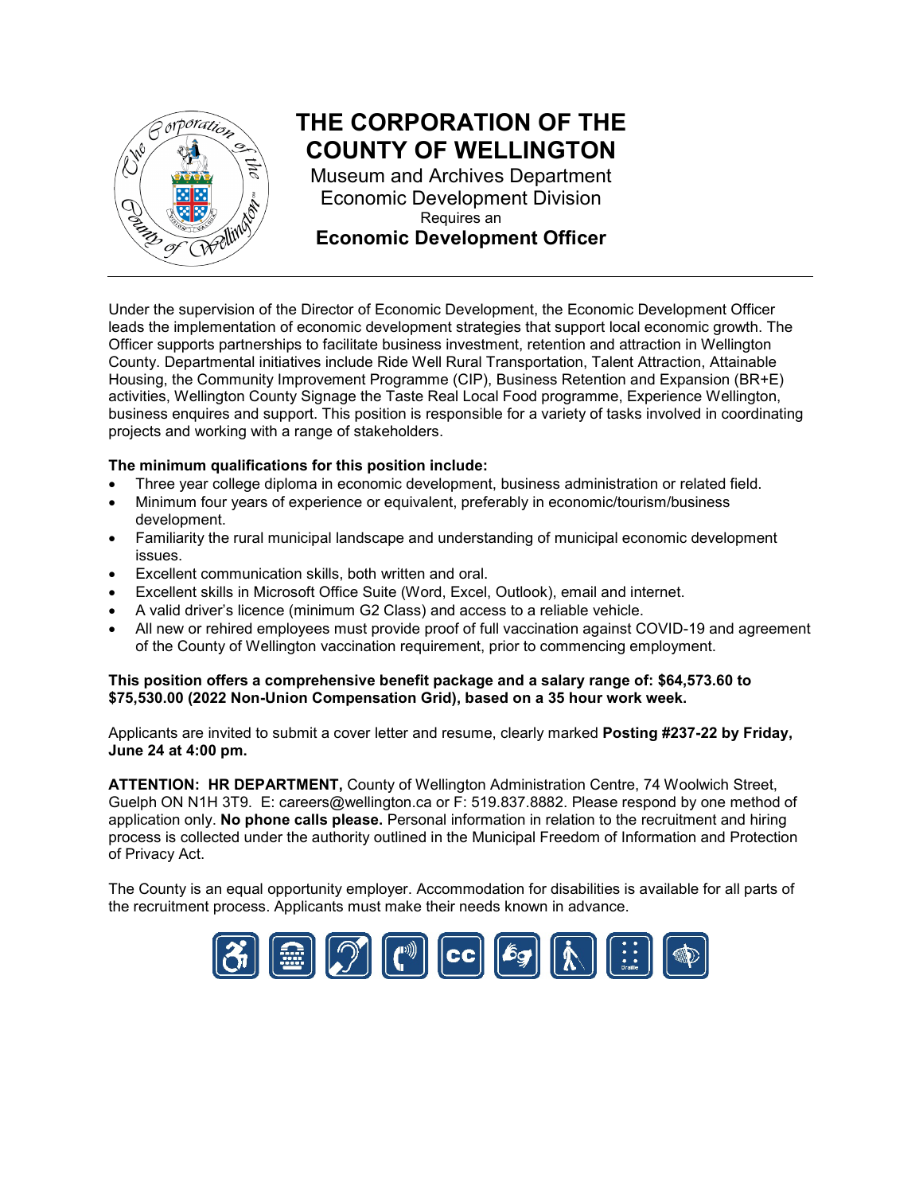# THE CORPORATION OF THE COUNTY OF WELLINGTON

Museum and Archives Department
Economic Development Division
Requires an

## Economic Development Officer

Under the supervision of the Director of Economic Development, the Economic Development Officer leads the implementation of economic development strategies that support local economic growth. The Officer supports partnerships to facilitate business investment, retention and attraction in Wellington County. Departmental initiatives include Ride Well Rural Transportation, Talent Attraction, Attainable Housing, the Community Improvement Programme (CIP), Business Retention and Expansion (BR+E) activities, Wellington County Signage the Taste Real Local Food programme, Experience Wellington, business enquires and support. This position is responsible for a variety of tasks involved in coordinating projects and working with a range of stakeholders.

**The minimum qualifications for this position include:**

- Three year college diploma in economic development, business administration or related field.
- Minimum four years of experience or equivalent, preferably in economic/tourism/business development.
- Familiarity the rural municipal landscape and understanding of municipal economic development issues.
- Excellent communication skills, both written and oral.
- Excellent skills in Microsoft Office Suite (Word, Excel, Outlook), email and internet.
- A valid driver's licence (minimum G2 Class) and access to a reliable vehicle.
- All new or rehired employees must provide proof of full vaccination against COVID-19 and agreement of the County of Wellington vaccination requirement, prior to commencing employment.

**This position offers a comprehensive benefit package and a salary range of: $64,573.60 to $75,530.00 (2022 Non-Union Compensation Grid), based on a 35 hour work week.**

Applicants are invited to submit a cover letter and resume, clearly marked **Posting #237-22 by Friday, June 24 at 4:00 pm.**

**ATTENTION: HR DEPARTMENT,** County of Wellington Administration Centre, 74 Woolwich Street, Guelph ON N1H 3T9. E: careers@wellington.ca or F: 519.837.8882. Please respond by one method of application only. **No phone calls please.** Personal information in relation to the recruitment and hiring process is collected under the authority outlined in the Municipal Freedom of Information and Protection of Privacy Act.

The County is an equal opportunity employer. Accommodation for disabilities is available for all parts of the recruitment process. Applicants must make their needs known in advance.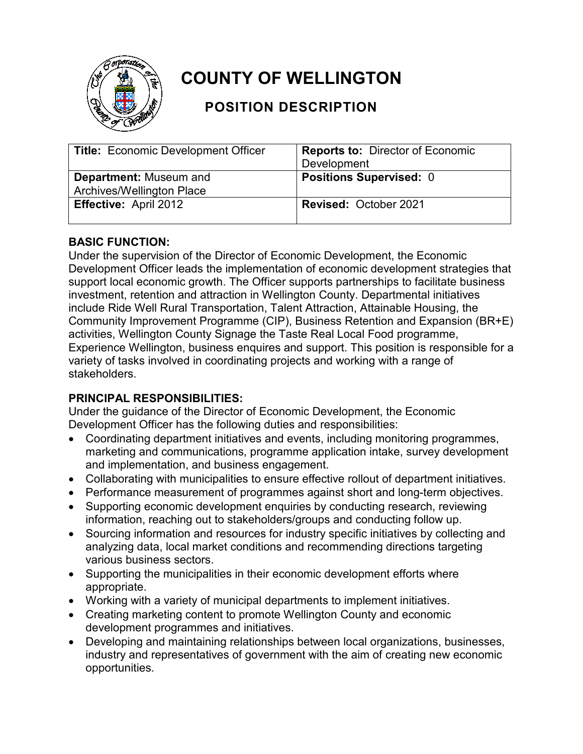# COUNTY OF WELLINGTON

## POSITION DESCRIPTION

| **Title:** Economic Development Officer | **Reports to:** Director of Economic Development |
|---|---|
| **Department:** Museum and Archives/Wellington Place | **Positions Supervised:** 0 |
| **Effective:** April 2012 | **Revised:** October 2021 |

### BASIC FUNCTION:

Under the supervision of the Director of Economic Development, the Economic Development Officer leads the implementation of economic development strategies that support local economic growth. The Officer supports partnerships to facilitate business investment, retention and attraction in Wellington County. Departmental initiatives include Ride Well Rural Transportation, Talent Attraction, Attainable Housing, the Community Improvement Programme (CIP), Business Retention and Expansion (BR+E) activities, Wellington County Signage the Taste Real Local Food programme, Experience Wellington, business enquires and support. This position is responsible for a variety of tasks involved in coordinating projects and working with a range of stakeholders.

### PRINCIPAL RESPONSIBILITIES:

Under the guidance of the Director of Economic Development, the Economic Development Officer has the following duties and responsibilities:

- Coordinating department initiatives and events, including monitoring programmes, marketing and communications, programme application intake, survey development and implementation, and business engagement.
- Collaborating with municipalities to ensure effective rollout of department initiatives.
- Performance measurement of programmes against short and long-term objectives.
- Supporting economic development enquiries by conducting research, reviewing information, reaching out to stakeholders/groups and conducting follow up.
- Sourcing information and resources for industry specific initiatives by collecting and analyzing data, local market conditions and recommending directions targeting various business sectors.
- Supporting the municipalities in their economic development efforts where appropriate.
- Working with a variety of municipal departments to implement initiatives.
- Creating marketing content to promote Wellington County and economic development programmes and initiatives.
- Developing and maintaining relationships between local organizations, businesses, industry and representatives of government with the aim of creating new economic opportunities.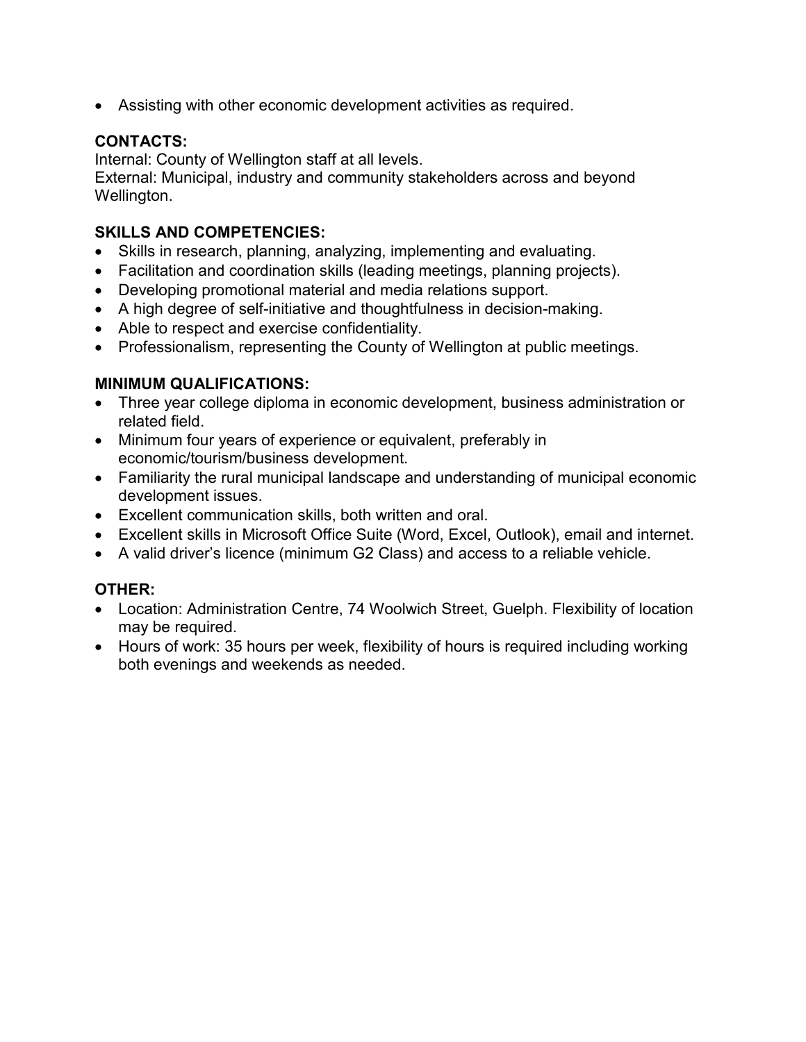- Assisting with other economic development activities as required.

**CONTACTS:**
Internal: County of Wellington staff at all levels.
External: Municipal, industry and community stakeholders across and beyond Wellington.

**SKILLS AND COMPETENCIES:**

- Skills in research, planning, analyzing, implementing and evaluating.
- Facilitation and coordination skills (leading meetings, planning projects).
- Developing promotional material and media relations support.
- A high degree of self-initiative and thoughtfulness in decision-making.
- Able to respect and exercise confidentiality.
- Professionalism, representing the County of Wellington at public meetings.

**MINIMUM QUALIFICATIONS:**

- Three year college diploma in economic development, business administration or related field.
- Minimum four years of experience or equivalent, preferably in economic/tourism/business development.
- Familiarity the rural municipal landscape and understanding of municipal economic development issues.
- Excellent communication skills, both written and oral.
- Excellent skills in Microsoft Office Suite (Word, Excel, Outlook), email and internet.
- A valid driver's licence (minimum G2 Class) and access to a reliable vehicle.

**OTHER:**

- Location: Administration Centre, 74 Woolwich Street, Guelph. Flexibility of location may be required.
- Hours of work: 35 hours per week, flexibility of hours is required including working both evenings and weekends as needed.